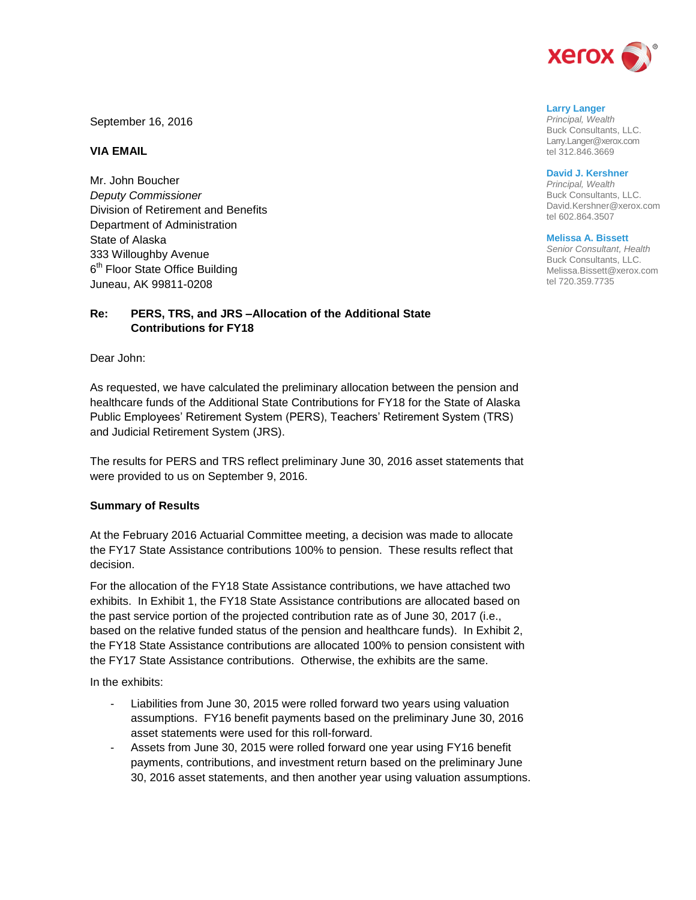Larry Langer
*Principal, Wealth*
Buck Consultants, LLC.
Larry.Langer@xerox.com
tel 312.846.3669

David J. Kershner
*Principal, Wealth*
Buck Consultants, LLC.
David.Kershner@xerox.com
tel 602.864.3507

Melissa A. Bissett
*Senior Consultant, Health*
Buck Consultants, LLC.
Melissa.Bissett@xerox.com
tel 720.359.7735

September 16, 2016

**VIA EMAIL**

Mr. John Boucher
*Deputy Commissioner*
Division of Retirement and Benefits
Department of Administration
State of Alaska
333 Willoughby Avenue
6th Floor State Office Building
Juneau, AK 99811-0208

**Re: PERS, TRS, and JRS –Allocation of the Additional State Contributions for FY18**

Dear John:

As requested, we have calculated the preliminary allocation between the pension and healthcare funds of the Additional State Contributions for FY18 for the State of Alaska Public Employees' Retirement System (PERS), Teachers' Retirement System (TRS) and Judicial Retirement System (JRS).

The results for PERS and TRS reflect preliminary June 30, 2016 asset statements that were provided to us on September 9, 2016.

**Summary of Results**

At the February 2016 Actuarial Committee meeting, a decision was made to allocate the FY17 State Assistance contributions 100% to pension. These results reflect that decision.

For the allocation of the FY18 State Assistance contributions, we have attached two exhibits. In Exhibit 1, the FY18 State Assistance contributions are allocated based on the past service portion of the projected contribution rate as of June 30, 2017 (i.e., based on the relative funded status of the pension and healthcare funds). In Exhibit 2, the FY18 State Assistance contributions are allocated 100% to pension consistent with the FY17 State Assistance contributions. Otherwise, the exhibits are the same.

In the exhibits:

- Liabilities from June 30, 2015 were rolled forward two years using valuation assumptions. FY16 benefit payments based on the preliminary June 30, 2016 asset statements were used for this roll-forward.
- Assets from June 30, 2015 were rolled forward one year using FY16 benefit payments, contributions, and investment return based on the preliminary June 30, 2016 asset statements, and then another year using valuation assumptions.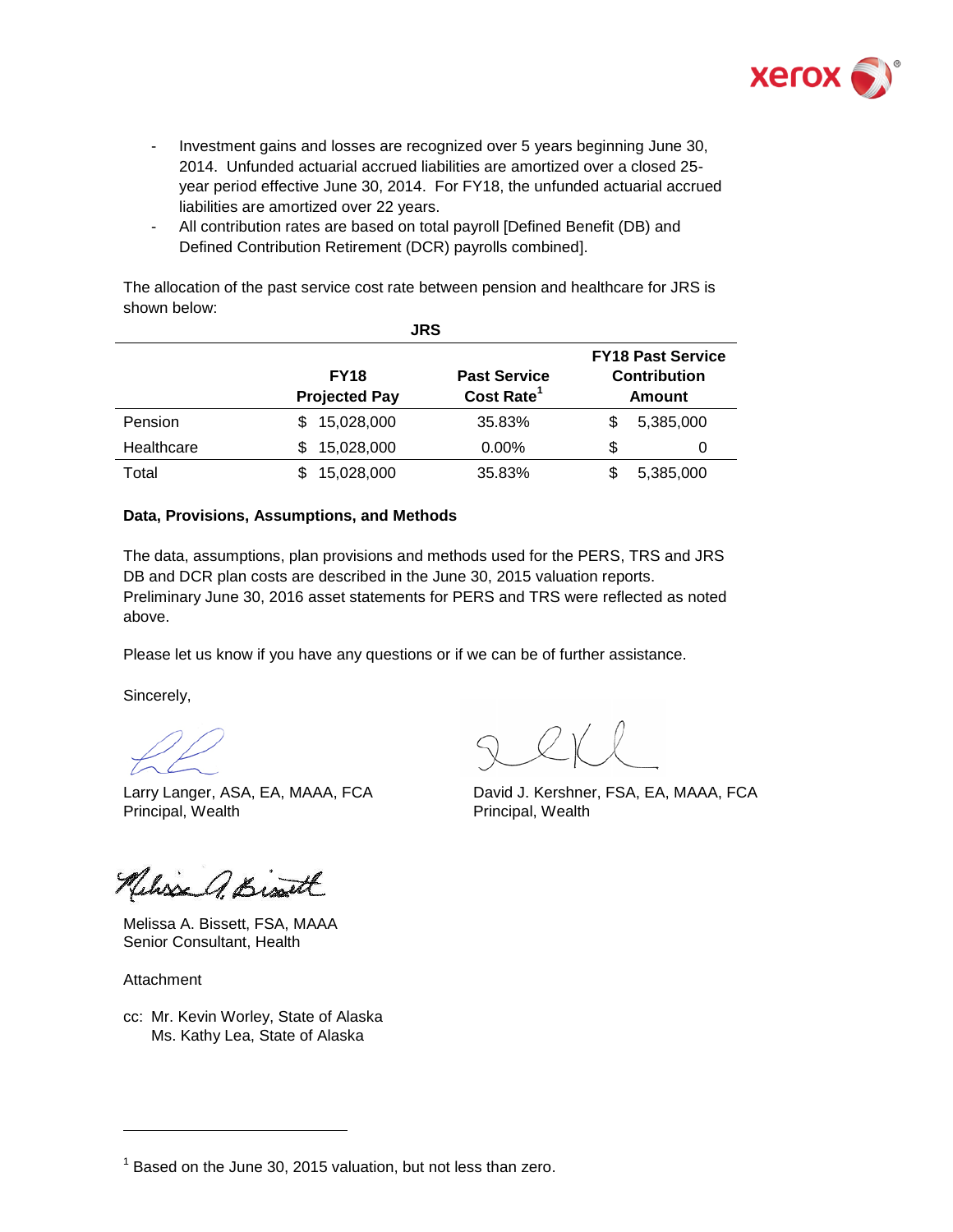- Investment gains and losses are recognized over 5 years beginning June 30, 2014. Unfunded actuarial accrued liabilities are amortized over a closed 25-year period effective June 30, 2014. For FY18, the unfunded actuarial accrued liabilities are amortized over 22 years.
- All contribution rates are based on total payroll [Defined Benefit (DB) and Defined Contribution Retirement (DCR) payrolls combined].

The allocation of the past service cost rate between pension and healthcare for JRS is shown below:

**JRS**

| | FY18 Projected Pay | Past Service Cost Rate[1] | FY18 Past Service Contribution Amount |
|---|---|---|---|
| Pension | $ 15,028,000 | 35.83% | $ 5,385,000 |
| Healthcare | $ 15,028,000 | 0.00% | $ 0 |
| Total | $ 15,028,000 | 35.83% | $ 5,385,000 |

**Data, Provisions, Assumptions, and Methods**

The data, assumptions, plan provisions and methods used for the PERS, TRS and JRS DB and DCR plan costs are described in the June 30, 2015 valuation reports. Preliminary June 30, 2016 asset statements for PERS and TRS were reflected as noted above.

Please let us know if you have any questions or if we can be of further assistance.

Sincerely,

Larry Langer, ASA, EA, MAAA, FCA
Principal, Wealth

David J. Kershner, FSA, EA, MAAA, FCA
Principal, Wealth

Melissa A. Bissett, FSA, MAAA
Senior Consultant, Health

Attachment

cc: Mr. Kevin Worley, State of Alaska
Ms. Kathy Lea, State of Alaska

[1] Based on the June 30, 2015 valuation, but not less than zero.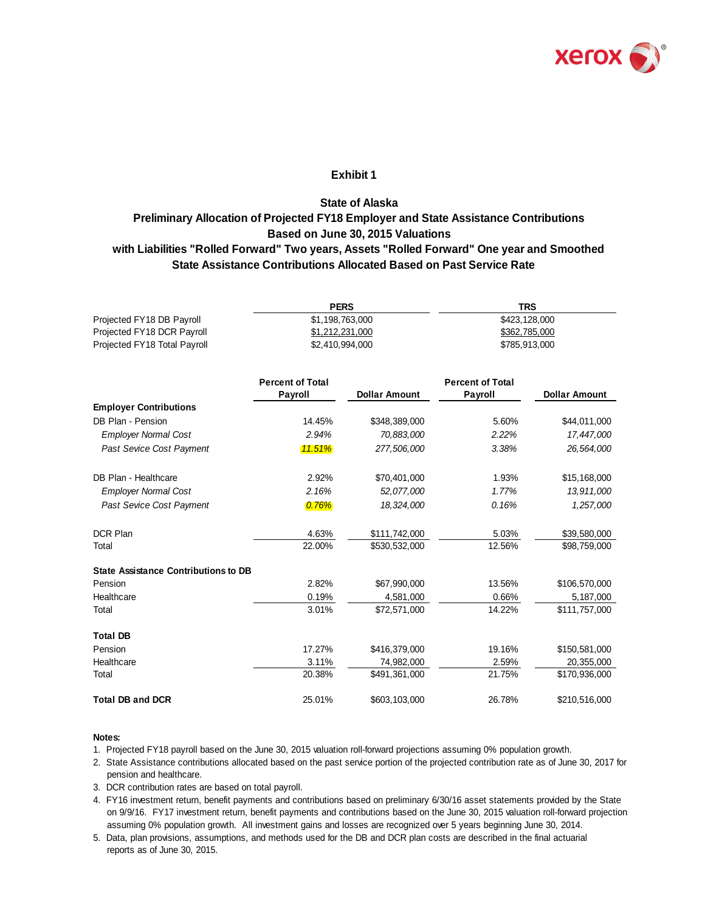## Exhibit 1

### State of Alaska
### Preliminary Allocation of Projected FY18 Employer and State Assistance Contributions
### Based on June 30, 2015 Valuations
### with Liabilities "Rolled Forward" Two years, Assets "Rolled Forward" One year and Smoothed
### State Assistance Contributions Allocated Based on Past Service Rate

| | PERS | TRS |
|---|---|---|
| Projected FY18 DB Payroll | $1,198,763,000 | $423,128,000 |
| Projected FY18 DCR Payroll | $1,212,231,000 | $362,785,000 |
| Projected FY18 Total Payroll | $2,410,994,000 | $785,913,000 |

| | PERS | | TRS | |
|---|---|---|---|---|
| | **Percent of Total Payroll** | **Dollar Amount** | **Percent of Total Payroll** | **Dollar Amount** |
| **Employer Contributions** | | | | |
| DB Plan - Pension | 14.45% | $348,389,000 | 5.60% | $44,011,000 |
| *Employer Normal Cost* | *2.94%* | *70,883,000* | *2.22%* | *17,447,000* |
| *Past Sevice Cost Payment* | *11.51%* | *277,506,000* | *3.38%* | *26,564,000* |
| DB Plan - Healthcare | 2.92% | $70,401,000 | 1.93% | $15,168,000 |
| *Employer Normal Cost* | *2.16%* | *52,077,000* | *1.77%* | *13,911,000* |
| *Past Sevice Cost Payment* | *0.76%* | *18,324,000* | *0.16%* | *1,257,000* |
| DCR Plan | 4.63% | $111,742,000 | 5.03% | $39,580,000 |
| Total | 22.00% | $530,532,000 | 12.56% | $98,759,000 |
| **State Assistance Contributions to DB** | | | | |
| Pension | 2.82% | $67,990,000 | 13.56% | $106,570,000 |
| Healthcare | 0.19% | 4,581,000 | 0.66% | 5,187,000 |
| Total | 3.01% | $72,571,000 | 14.22% | $111,757,000 |
| **Total DB** | | | | |
| Pension | 17.27% | $416,379,000 | 19.16% | $150,581,000 |
| Healthcare | 3.11% | 74,982,000 | 2.59% | 20,355,000 |
| Total | 20.38% | $491,361,000 | 21.75% | $170,936,000 |
| **Total DB and DCR** | 25.01% | $603,103,000 | 26.78% | $210,516,000 |

**Notes:**

1. Projected FY18 payroll based on the June 30, 2015 valuation roll-forward projections assuming 0% population growth.
2. State Assistance contributions allocated based on the past service portion of the projected contribution rate as of June 30, 2017 for pension and healthcare.
3. DCR contribution rates are based on total payroll.
4. FY16 investment return, benefit payments and contributions based on preliminary 6/30/16 asset statements provided by the State on 9/9/16. FY17 investment return, benefit payments and contributions based on the June 30, 2015 valuation roll-forward projection assuming 0% population growth. All investment gains and losses are recognized over 5 years beginning June 30, 2014.
5. Data, plan provisions, assumptions, and methods used for the DB and DCR plan costs are described in the final actuarial reports as of June 30, 2015.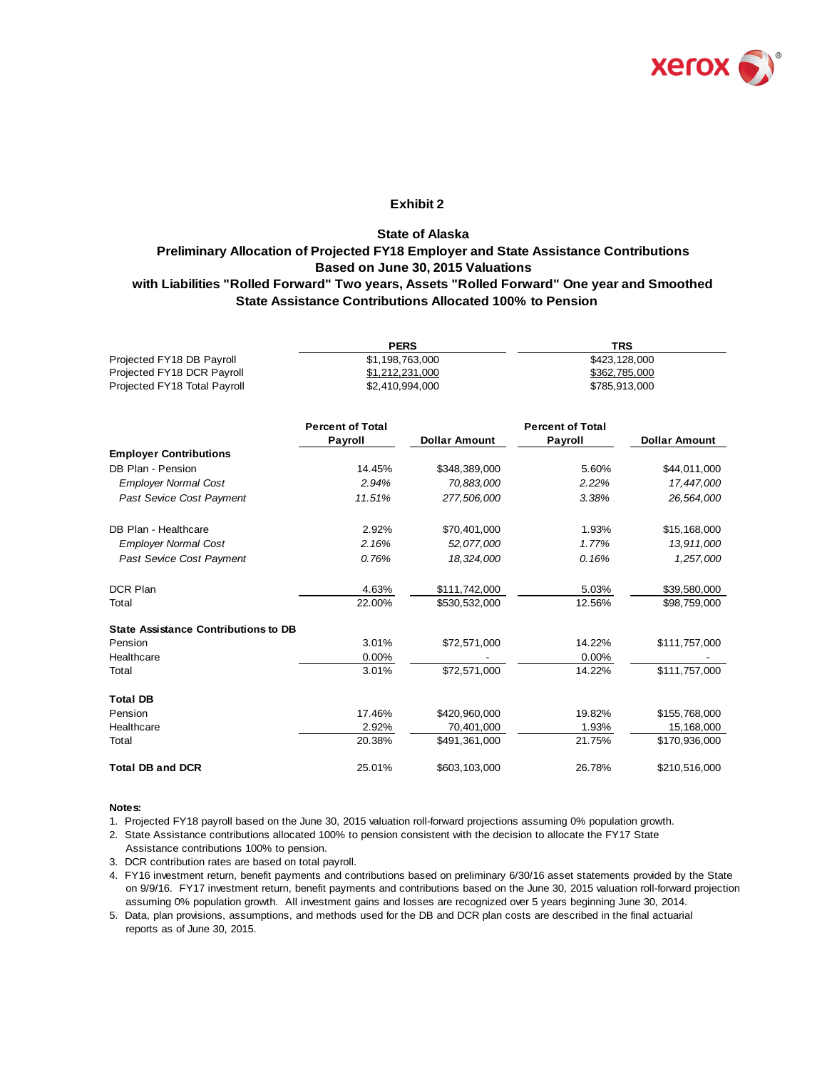## Exhibit 2

### State of Alaska
### Preliminary Allocation of Projected FY18 Employer and State Assistance Contributions Based on June 30, 2015 Valuations with Liabilities "Rolled Forward" Two years, Assets "Rolled Forward" One year and Smoothed State Assistance Contributions Allocated 100% to Pension

| | PERS | TRS |
|---|---|---|
| Projected FY18 DB Payroll | $1,198,763,000 | $423,128,000 |
| Projected FY18 DCR Payroll | $1,212,231,000 | $362,785,000 |
| Projected FY18 Total Payroll | $2,410,994,000 | $785,913,000 |

| | PERS Percent of Total Payroll | PERS Dollar Amount | TRS Percent of Total Payroll | TRS Dollar Amount |
|---|---|---|---|---|
| **Employer Contributions** | | | | |
| DB Plan - Pension | 14.45% | $348,389,000 | 5.60% | $44,011,000 |
| *Employer Normal Cost* | *2.94%* | *70,883,000* | *2.22%* | *17,447,000* |
| *Past Sevice Cost Payment* | *11.51%* | *277,506,000* | *3.38%* | *26,564,000* |
| DB Plan - Healthcare | 2.92% | $70,401,000 | 1.93% | $15,168,000 |
| *Employer Normal Cost* | *2.16%* | *52,077,000* | *1.77%* | *13,911,000* |
| *Past Sevice Cost Payment* | *0.76%* | *18,324,000* | *0.16%* | *1,257,000* |
| DCR Plan | 4.63% | $111,742,000 | 5.03% | $39,580,000 |
| Total | 22.00% | $530,532,000 | 12.56% | $98,759,000 |
| **State Assistance Contributions to DB** | | | | |
| Pension | 3.01% | $72,571,000 | 14.22% | $111,757,000 |
| Healthcare | 0.00% | - | 0.00% | - |
| Total | 3.01% | $72,571,000 | 14.22% | $111,757,000 |
| **Total DB** | | | | |
| Pension | 17.46% | $420,960,000 | 19.82% | $155,768,000 |
| Healthcare | 2.92% | 70,401,000 | 1.93% | 15,168,000 |
| Total | 20.38% | $491,361,000 | 21.75% | $170,936,000 |
| **Total DB and DCR** | 25.01% | $603,103,000 | 26.78% | $210,516,000 |

**Notes:**

1. Projected FY18 payroll based on the June 30, 2015 valuation roll-forward projections assuming 0% population growth.
2. State Assistance contributions allocated 100% to pension consistent with the decision to allocate the FY17 State Assistance contributions 100% to pension.
3. DCR contribution rates are based on total payroll.
4. FY16 investment return, benefit payments and contributions based on preliminary 6/30/16 asset statements provided by the State on 9/9/16. FY17 investment return, benefit payments and contributions based on the June 30, 2015 valuation roll-forward projection assuming 0% population growth. All investment gains and losses are recognized over 5 years beginning June 30, 2014.
5. Data, plan provisions, assumptions, and methods used for the DB and DCR plan costs are described in the final actuarial reports as of June 30, 2015.